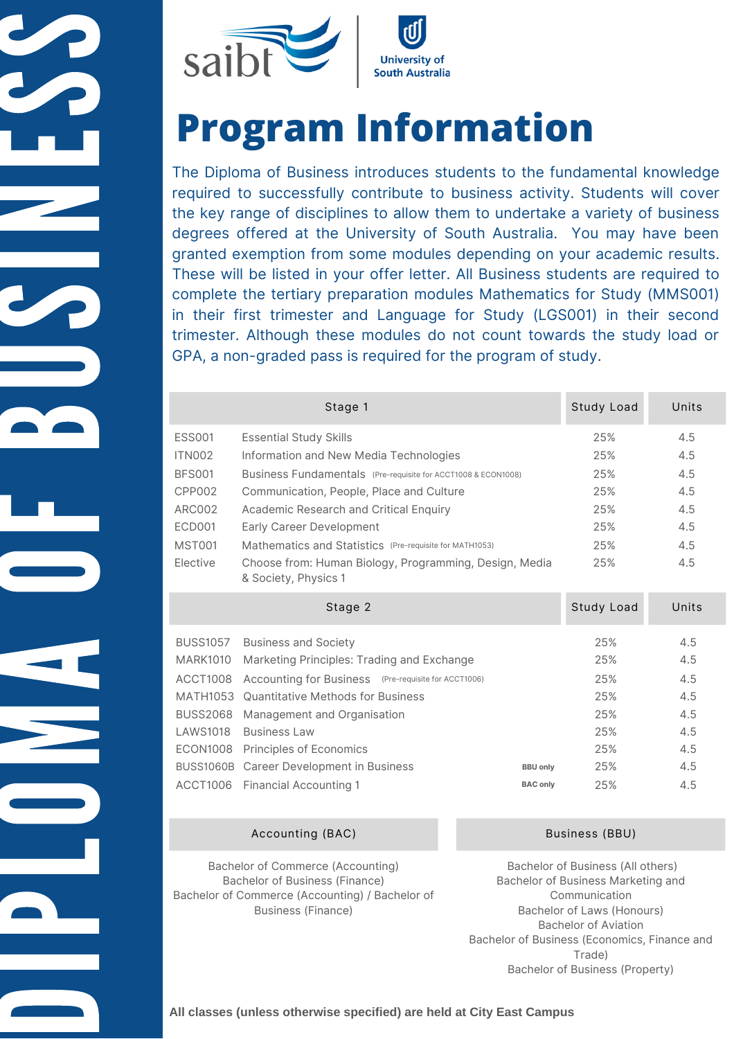# DIPLOMA OF BUSINESS

saibt | University of South Australia

# Program Information

The Diploma of Business introduces students to the fundamental knowledge required to successfully contribute to business activity. Students will cover the key range of disciplines to allow them to undertake a variety of business degrees offered at the University of South Australia. You may have been granted exemption from some modules depending on your academic results. These will be listed in your offer letter. All Business students are required to complete the tertiary preparation modules Mathematics for Study (MMS001) in their first trimester and Language for Study (LGS001) in their second trimester. Although these modules do not count towards the study load or GPA, a non-graded pass is required for the program of study.

| Stage 1 | | Study Load | Units |
|---|---|---|---|
| ESS001 | Essential Study Skills | 25% | 4.5 |
| ITN002 | Information and New Media Technologies | 25% | 4.5 |
| BFS001 | Business Fundamentals (Pre-requisite for ACCT1008 & ECON1008) | 25% | 4.5 |
| CPP002 | Communication, People, Place and Culture | 25% | 4.5 |
| ARC002 | Academic Research and Critical Enquiry | 25% | 4.5 |
| ECD001 | Early Career Development | 25% | 4.5 |
| MST001 | Mathematics and Statistics (Pre-requisite for MATH1053) | 25% | 4.5 |
| Elective | Choose from: Human Biology, Programming, Design, Media & Society, Physics 1 | 25% | 4.5 |

| Stage 2 | | | Study Load | Units |
|---|---|---|---|---|
| BUSS1057 | Business and Society | | 25% | 4.5 |
| MARK1010 | Marketing Principles: Trading and Exchange | | 25% | 4.5 |
| ACCT1008 | Accounting for Business (Pre-requisite for ACCT1006) | | 25% | 4.5 |
| MATH1053 | Quantitative Methods for Business | | 25% | 4.5 |
| BUSS2068 | Management and Organisation | | 25% | 4.5 |
| LAWS1018 | Business Law | | 25% | 4.5 |
| ECON1008 | Principles of Economics | | 25% | 4.5 |
| BUSS1060B | Career Development in Business | BBU only | 25% | 4.5 |
| ACCT1006 | Financial Accounting 1 | BAC only | 25% | 4.5 |

**Accounting (BAC)**

Bachelor of Commerce (Accounting)
Bachelor of Business (Finance)
Bachelor of Commerce (Accounting) / Bachelor of Business (Finance)

**Business (BBU)**

Bachelor of Business (All others)
Bachelor of Business Marketing and Communication
Bachelor of Laws (Honours)
Bachelor of Aviation
Bachelor of Business (Economics, Finance and Trade)
Bachelor of Business (Property)

**All classes (unless otherwise specified) are held at City East Campus**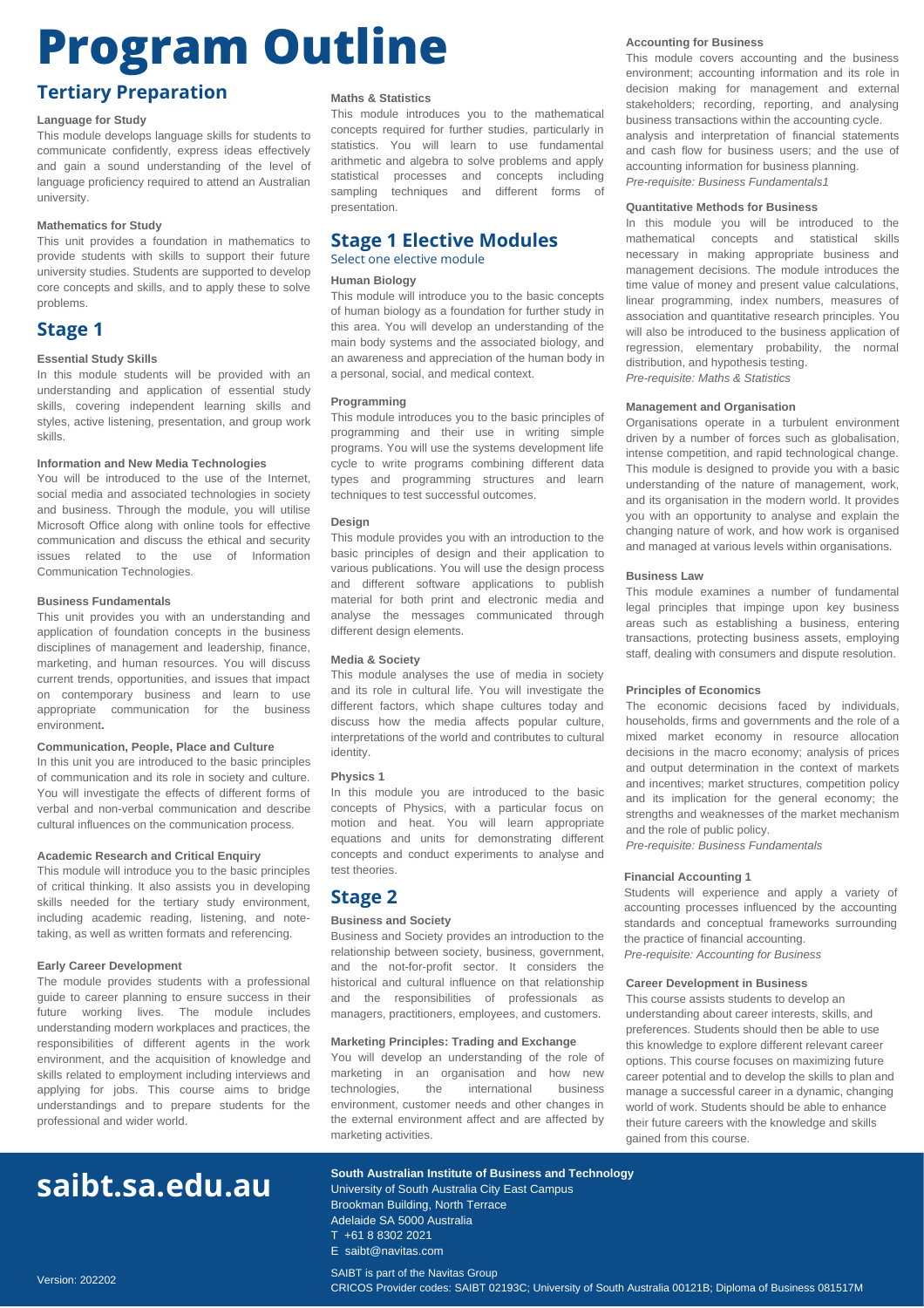# Program Outline

## Tertiary Preparation

**Language for Study**

This module develops language skills for students to communicate confidently, express ideas effectively and gain a sound understanding of the level of language proficiency required to attend an Australian university.

**Mathematics for Study**

This unit provides a foundation in mathematics to provide students with skills to support their future university studies. Students are supported to develop core concepts and skills, and to apply these to solve problems.

## Stage 1

**Essential Study Skills**

In this module students will be provided with an understanding and application of essential study skills, covering independent learning skills and styles, active listening, presentation, and group work skills.

**Information and New Media Technologies**

You will be introduced to the use of the Internet, social media and associated technologies in society and business. Through the module, you will utilise Microsoft Office along with online tools for effective communication and discuss the ethical and security issues related to the use of Information Communication Technologies.

**Business Fundamentals**

This unit provides you with an understanding and application of foundation concepts in the business disciplines of management and leadership, finance, marketing, and human resources. You will discuss current trends, opportunities, and issues that impact on contemporary business and learn to use appropriate communication for the business environment.

**Communication, People, Place and Culture**

In this unit you are introduced to the basic principles of communication and its role in society and culture. You will investigate the effects of different forms of verbal and non-verbal communication and describe cultural influences on the communication process.

**Academic Research and Critical Enquiry**

This module will introduce you to the basic principles of critical thinking. It also assists you in developing skills needed for the tertiary study environment, including academic reading, listening, and note-taking, as well as written formats and referencing.

**Early Career Development**

The module provides students with a professional guide to career planning to ensure success in their future working lives. The module includes understanding modern workplaces and practices, the responsibilities of different agents in the work environment, and the acquisition of knowledge and skills related to employment including interviews and applying for jobs. This course aims to bridge understandings and to prepare students for the professional and wider world.

**Maths & Statistics**

This module introduces you to the mathematical concepts required for further studies, particularly in statistics. You will learn to use fundamental arithmetic and algebra to solve problems and apply statistical processes and concepts including sampling techniques and different forms of presentation.

## Stage 1 Elective Modules

Select one elective module

**Human Biology**

This module will introduce you to the basic concepts of human biology as a foundation for further study in this area. You will develop an understanding of the main body systems and the associated biology, and an awareness and appreciation of the human body in a personal, social, and medical context.

**Programming**

This module introduces you to the basic principles of programming and their use in writing simple programs. You will use the systems development life cycle to write programs combining different data types and programming structures and learn techniques to test successful outcomes.

**Design**

This module provides you with an introduction to the basic principles of design and their application to various publications. You will use the design process and different software applications to publish material for both print and electronic media and analyse the messages communicated through different design elements.

**Media & Society**

This module analyses the use of media in society and its role in cultural life. You will investigate the different factors, which shape cultures today and discuss how the media affects popular culture, interpretations of the world and contributes to cultural identity.

**Physics 1**

In this module you are introduced to the basic concepts of Physics, with a particular focus on motion and heat. You will learn appropriate equations and units for demonstrating different concepts and conduct experiments to analyse and test theories.

## Stage 2

**Business and Society**

Business and Society provides an introduction to the relationship between society, business, government, and the not-for-profit sector. It considers the historical and cultural influence on that relationship and the responsibilities of professionals as managers, practitioners, employees, and customers.

**Marketing Principles: Trading and Exchange**

You will develop an understanding of the role of marketing in an organisation and how new technologies, the international business environment, customer needs and other changes in the external environment affect and are affected by marketing activities.

**Accounting for Business**

This module covers accounting and the business environment; accounting information and its role in decision making for management and external stakeholders; recording, reporting, and analysing business transactions within the accounting cycle. analysis and interpretation of financial statements and cash flow for business users; and the use of accounting information for business planning.

*Pre-requisite: Business Fundamentals1*

**Quantitative Methods for Business**

In this module you will be introduced to the mathematical concepts and statistical skills necessary in making appropriate business and management decisions. The module introduces the time value of money and present value calculations, linear programming, index numbers, measures of association and quantitative research principles. You will also be introduced to the business application of regression, elementary probability, the normal distribution, and hypothesis testing.

*Pre-requisite: Maths & Statistics*

**Management and Organisation**

Organisations operate in a turbulent environment driven by a number of forces such as globalisation, intense competition, and rapid technological change. This module is designed to provide you with a basic understanding of the nature of management, work, and its organisation in the modern world. It provides you with an opportunity to analyse and explain the changing nature of work, and how work is organised and managed at various levels within organisations.

**Business Law**

This module examines a number of fundamental legal principles that impinge upon key business areas such as establishing a business, entering transactions, protecting business assets, employing staff, dealing with consumers and dispute resolution.

**Principles of Economics**

The economic decisions faced by individuals, households, firms and governments and the role of a mixed market economy in resource allocation decisions in the macro economy; analysis of prices and output determination in the context of markets and incentives; market structures, competition policy and its implication for the general economy; the strengths and weaknesses of the market mechanism and the role of public policy.

*Pre-requisite: Business Fundamentals*

**Financial Accounting 1**

Students will experience and apply a variety of accounting processes influenced by the accounting standards and conceptual frameworks surrounding the practice of financial accounting.

*Pre-requisite: Accounting for Business*

**Career Development in Business**

This course assists students to develop an understanding about career interests, skills, and preferences. Students should then be able to use this knowledge to explore different relevant career options. This course focuses on maximizing future career potential and to develop the skills to plan and manage a successful career in a dynamic, changing world of work. Students should be able to enhance their future careers with the knowledge and skills gained from this course.

**saibt.sa.edu.au**

**South Australian Institute of Business and Technology**
University of South Australia City East Campus
Brookman Building, North Terrace
Adelaide SA 5000 Australia
T +61 8 8302 2021
E saibt@navitas.com

SAIBT is part of the Navitas Group
CRICOS Provider codes: SAIBT 02193C; University of South Australia 00121B; Diploma of Business 081517M

Version: 202202